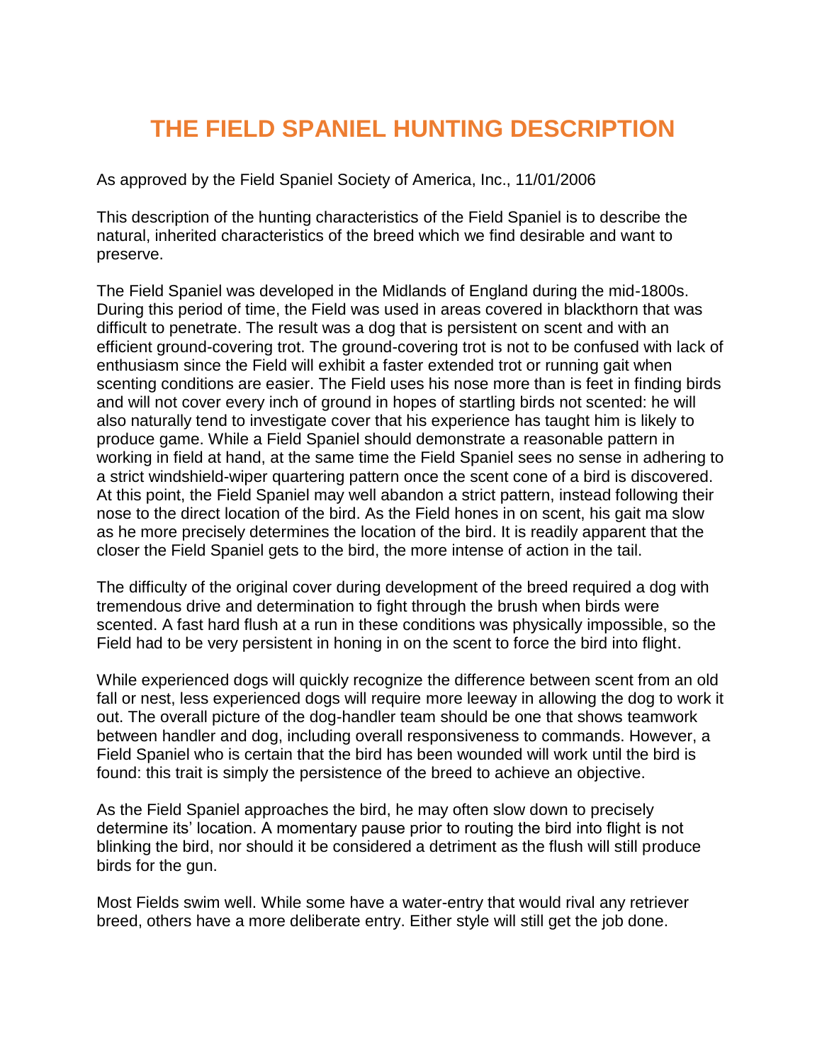# THE FIELD SPANIEL HUNTING DESCRIPTION

As approved by the Field Spaniel Society of America, Inc., 11/01/2006

This description of the hunting characteristics of the Field Spaniel is to describe the natural, inherited characteristics of the breed which we find desirable and want to preserve.

The Field Spaniel was developed in the Midlands of England during the mid-1800s. During this period of time, the Field was used in areas covered in blackthorn that was difficult to penetrate. The result was a dog that is persistent on scent and with an efficient ground-covering trot. The ground-covering trot is not to be confused with lack of enthusiasm since the Field will exhibit a faster extended trot or running gait when scenting conditions are easier. The Field uses his nose more than is feet in finding birds and will not cover every inch of ground in hopes of startling birds not scented: he will also naturally tend to investigate cover that his experience has taught him is likely to produce game. While a Field Spaniel should demonstrate a reasonable pattern in working in field at hand, at the same time the Field Spaniel sees no sense in adhering to a strict windshield-wiper quartering pattern once the scent cone of a bird is discovered. At this point, the Field Spaniel may well abandon a strict pattern, instead following their nose to the direct location of the bird. As the Field hones in on scent, his gait ma slow as he more precisely determines the location of the bird. It is readily apparent that the closer the Field Spaniel gets to the bird, the more intense of action in the tail.

The difficulty of the original cover during development of the breed required a dog with tremendous drive and determination to fight through the brush when birds were scented. A fast hard flush at a run in these conditions was physically impossible, so the Field had to be very persistent in honing in on the scent to force the bird into flight.

While experienced dogs will quickly recognize the difference between scent from an old fall or nest, less experienced dogs will require more leeway in allowing the dog to work it out. The overall picture of the dog-handler team should be one that shows teamwork between handler and dog, including overall responsiveness to commands. However, a Field Spaniel who is certain that the bird has been wounded will work until the bird is found: this trait is simply the persistence of the breed to achieve an objective.

As the Field Spaniel approaches the bird, he may often slow down to precisely determine its' location. A momentary pause prior to routing the bird into flight is not blinking the bird, nor should it be considered a detriment as the flush will still produce birds for the gun.

Most Fields swim well. While some have a water-entry that would rival any retriever breed, others have a more deliberate entry. Either style will still get the job done.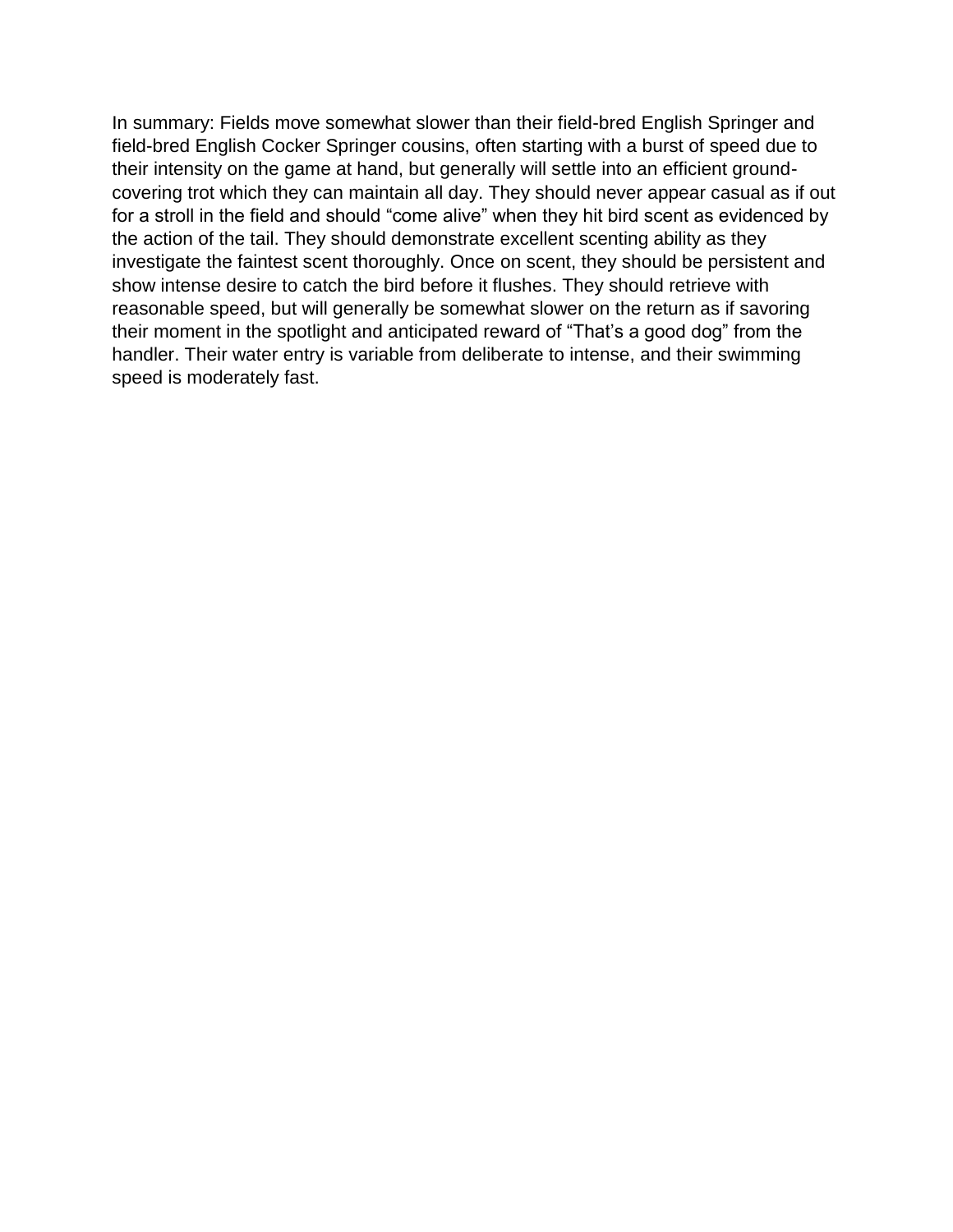In summary: Fields move somewhat slower than their field-bred English Springer and field-bred English Cocker Springer cousins, often starting with a burst of speed due to their intensity on the game at hand, but generally will settle into an efficient ground-covering trot which they can maintain all day. They should never appear casual as if out for a stroll in the field and should "come alive" when they hit bird scent as evidenced by the action of the tail. They should demonstrate excellent scenting ability as they investigate the faintest scent thoroughly. Once on scent, they should be persistent and show intense desire to catch the bird before it flushes. They should retrieve with reasonable speed, but will generally be somewhat slower on the return as if savoring their moment in the spotlight and anticipated reward of "That's a good dog" from the handler. Their water entry is variable from deliberate to intense, and their swimming speed is moderately fast.